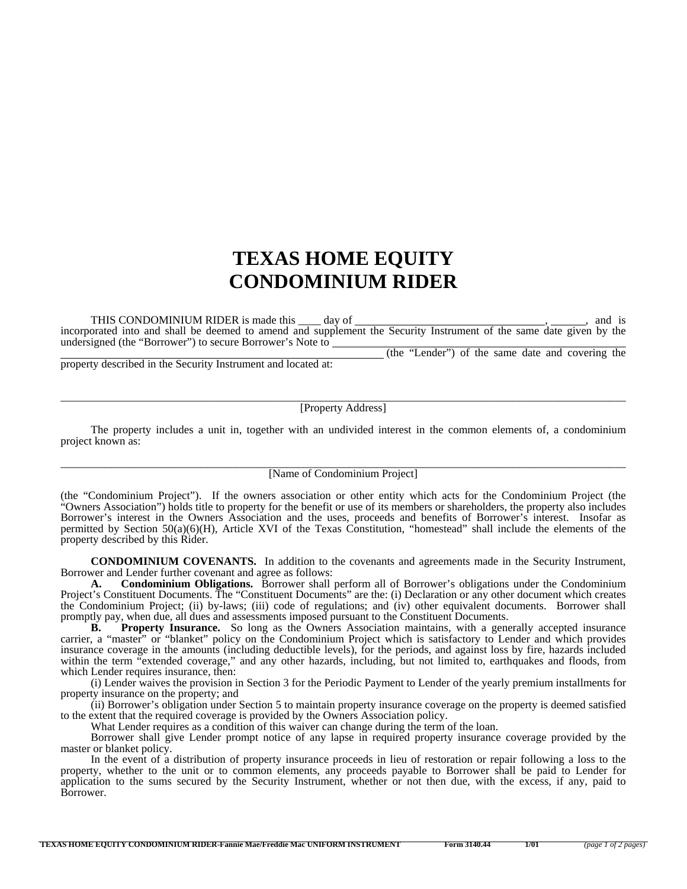# TEXAS HOME EQUITY CONDOMINIUM RIDER

THIS CONDOMINIUM RIDER is made this ____ day of __________________________________, ______, and is incorporated into and shall be deemed to amend and supplement the Security Instrument of the same date given by the undersigned (the "Borrower") to secure Borrower's Note to ______________________________________________ ________________________________________________________ (the "Lender") of the same date and covering the property described in the Security Instrument and located at:

____________________________________________________________________________________________________

[Property Address]

The property includes a unit in, together with an undivided interest in the common elements of, a condominium project known as:

____________________________________________________________________________________________________

[Name of Condominium Project]

(the "Condominium Project"). If the owners association or other entity which acts for the Condominium Project (the "Owners Association") holds title to property for the benefit or use of its members or shareholders, the property also includes Borrower's interest in the Owners Association and the uses, proceeds and benefits of Borrower's interest. Insofar as permitted by Section 50(a)(6)(H), Article XVI of the Texas Constitution, "homestead" shall include the elements of the property described by this Rider.

**CONDOMINIUM COVENANTS.** In addition to the covenants and agreements made in the Security Instrument, Borrower and Lender further covenant and agree as follows:

**A. Condominium Obligations.** Borrower shall perform all of Borrower's obligations under the Condominium Project's Constituent Documents. The "Constituent Documents" are the: (i) Declaration or any other document which creates the Condominium Project; (ii) by-laws; (iii) code of regulations; and (iv) other equivalent documents. Borrower shall promptly pay, when due, all dues and assessments imposed pursuant to the Constituent Documents.

**B. Property Insurance.** So long as the Owners Association maintains, with a generally accepted insurance carrier, a "master" or "blanket" policy on the Condominium Project which is satisfactory to Lender and which provides insurance coverage in the amounts (including deductible levels), for the periods, and against loss by fire, hazards included within the term "extended coverage," and any other hazards, including, but not limited to, earthquakes and floods, from which Lender requires insurance, then:

(i) Lender waives the provision in Section 3 for the Periodic Payment to Lender of the yearly premium installments for property insurance on the property; and

(ii) Borrower's obligation under Section 5 to maintain property insurance coverage on the property is deemed satisfied to the extent that the required coverage is provided by the Owners Association policy.

What Lender requires as a condition of this waiver can change during the term of the loan.

Borrower shall give Lender prompt notice of any lapse in required property insurance coverage provided by the master or blanket policy.

In the event of a distribution of property insurance proceeds in lieu of restoration or repair following a loss to the property, whether to the unit or to common elements, any proceeds payable to Borrower shall be paid to Lender for application to the sums secured by the Security Instrument, whether or not then due, with the excess, if any, paid to Borrower.

**TEXAS HOME EQUITY CONDOMINIUM RIDER-Fannie Mae/Freddie Mac UNIFORM INSTRUMENT** **Form 3140.44** **1/01**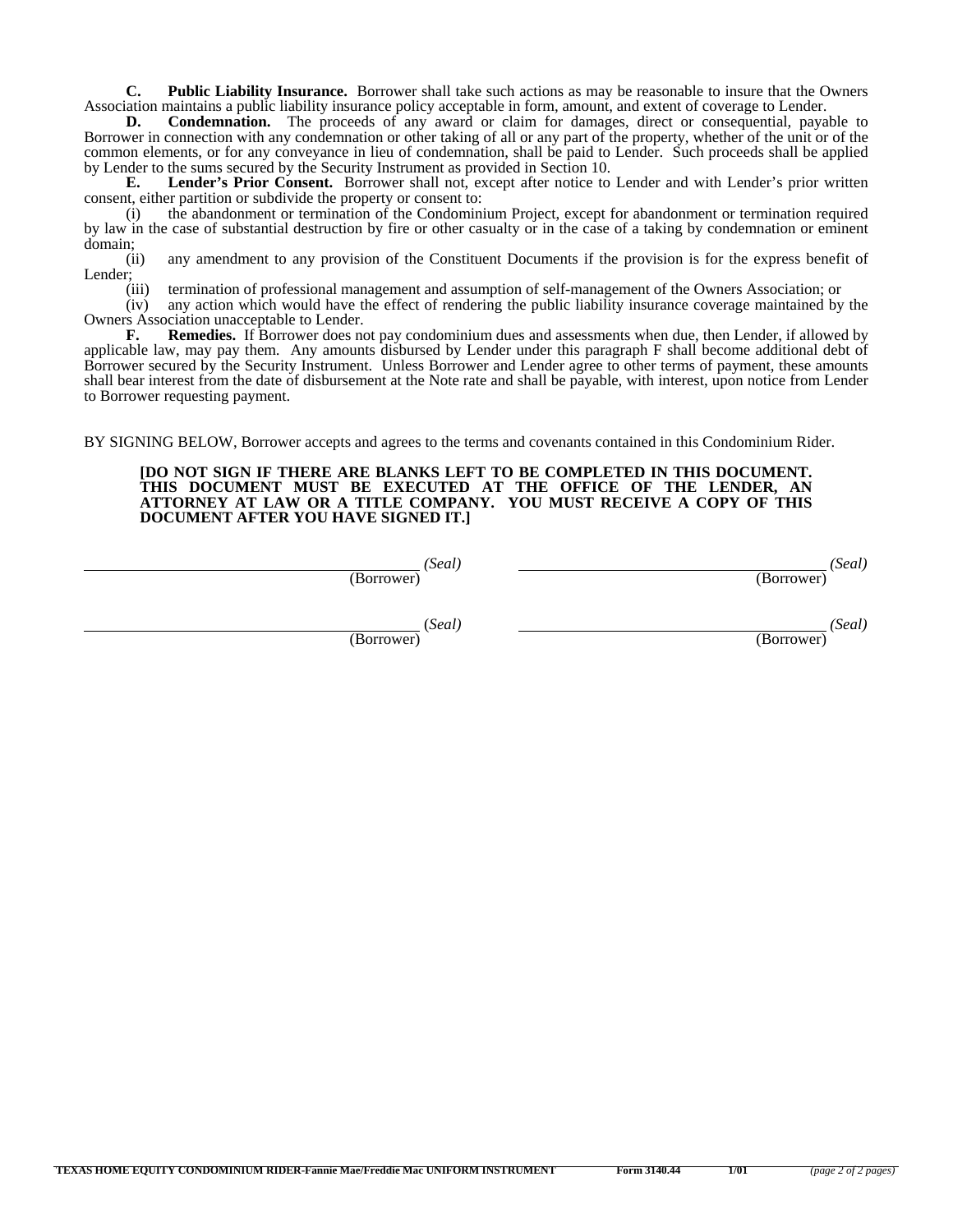**C. Public Liability Insurance.** Borrower shall take such actions as may be reasonable to insure that the Owners Association maintains a public liability insurance policy acceptable in form, amount, and extent of coverage to Lender.

**D. Condemnation.** The proceeds of any award or claim for damages, direct or consequential, payable to Borrower in connection with any condemnation or other taking of all or any part of the property, whether of the unit or of the common elements, or for any conveyance in lieu of condemnation, shall be paid to Lender. Such proceeds shall be applied by Lender to the sums secured by the Security Instrument as provided in Section 10.

**E. Lender's Prior Consent.** Borrower shall not, except after notice to Lender and with Lender's prior written consent, either partition or subdivide the property or consent to:

(i) the abandonment or termination of the Condominium Project, except for abandonment or termination required by law in the case of substantial destruction by fire or other casualty or in the case of a taking by condemnation or eminent domain;

(ii) any amendment to any provision of the Constituent Documents if the provision is for the express benefit of Lender;

(iii) termination of professional management and assumption of self-management of the Owners Association; or

(iv) any action which would have the effect of rendering the public liability insurance coverage maintained by the Owners Association unacceptable to Lender.

**F. Remedies.** If Borrower does not pay condominium dues and assessments when due, then Lender, if allowed by applicable law, may pay them. Any amounts disbursed by Lender under this paragraph F shall become additional debt of Borrower secured by the Security Instrument. Unless Borrower and Lender agree to other terms of payment, these amounts shall bear interest from the date of disbursement at the Note rate and shall be payable, with interest, upon notice from Lender to Borrower requesting payment.

BY SIGNING BELOW, Borrower accepts and agrees to the terms and covenants contained in this Condominium Rider.

**[DO NOT SIGN IF THERE ARE BLANKS LEFT TO BE COMPLETED IN THIS DOCUMENT. THIS DOCUMENT MUST BE EXECUTED AT THE OFFICE OF THE LENDER, AN ATTORNEY AT LAW OR A TITLE COMPANY. YOU MUST RECEIVE A COPY OF THIS DOCUMENT AFTER YOU HAVE SIGNED IT.]**

_______________________________ *(Seal)*
(Borrower)

_______________________________ *(Seal)*
(Borrower)

_______________________________ *(Seal)*
(Borrower)

_______________________________ *(Seal)*
(Borrower)

**TEXAS HOME EQUITY CONDOMINIUM RIDER-Fannie Mae/Freddie Mac UNIFORM INSTRUMENT** **Form 3140.44** **1/01**